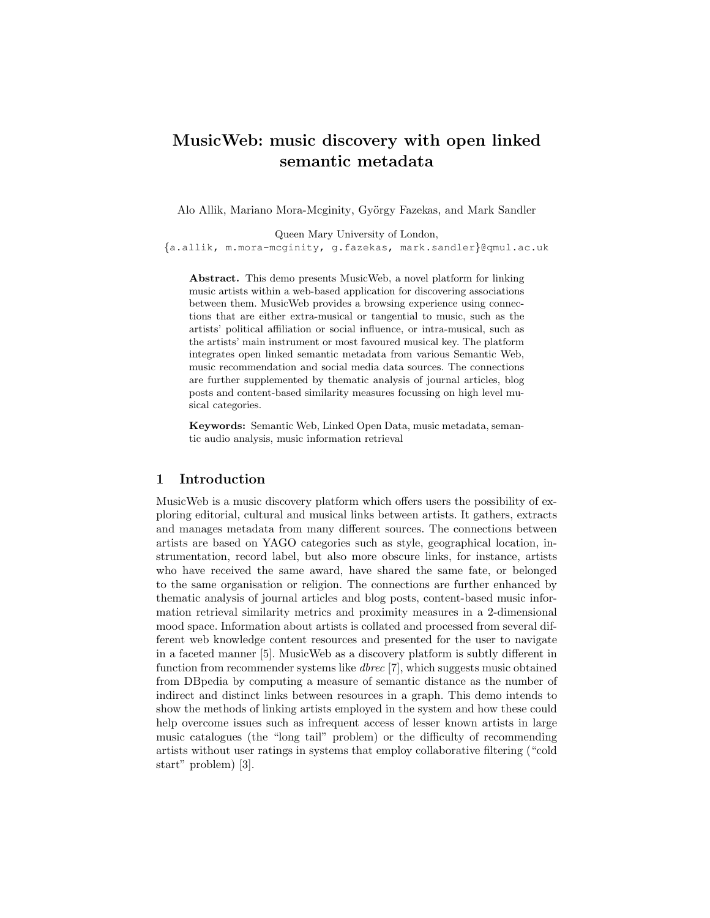# MusicWeb: music discovery with open linked semantic metadata

Alo Allik, Mariano Mora-Mcginity, György Fazekas, and Mark Sandler

Queen Mary University of London,
{a.allik, m.mora-mcginity, g.fazekas, mark.sandler}@qmul.ac.uk

**Abstract.** This demo presents MusicWeb, a novel platform for linking music artists within a web-based application for discovering associations between them. MusicWeb provides a browsing experience using connections that are either extra-musical or tangential to music, such as the artists' political affiliation or social influence, or intra-musical, such as the artists' main instrument or most favoured musical key. The platform integrates open linked semantic metadata from various Semantic Web, music recommendation and social media data sources. The connections are further supplemented by thematic analysis of journal articles, blog posts and content-based similarity measures focussing on high level musical categories.

**Keywords:** Semantic Web, Linked Open Data, music metadata, semantic audio analysis, music information retrieval

## 1 Introduction

MusicWeb is a music discovery platform which offers users the possibility of exploring editorial, cultural and musical links between artists. It gathers, extracts and manages metadata from many different sources. The connections between artists are based on YAGO categories such as style, geographical location, instrumentation, record label, but also more obscure links, for instance, artists who have received the same award, have shared the same fate, or belonged to the same organisation or religion. The connections are further enhanced by thematic analysis of journal articles and blog posts, content-based music information retrieval similarity metrics and proximity measures in a 2-dimensional mood space. Information about artists is collated and processed from several different web knowledge content resources and presented for the user to navigate in a faceted manner [5]. MusicWeb as a discovery platform is subtly different in function from recommender systems like *dbrec* [7], which suggests music obtained from DBpedia by computing a measure of semantic distance as the number of indirect and distinct links between resources in a graph. This demo intends to show the methods of linking artists employed in the system and how these could help overcome issues such as infrequent access of lesser known artists in large music catalogues (the "long tail" problem) or the difficulty of recommending artists without user ratings in systems that employ collaborative filtering ("cold start" problem) [3].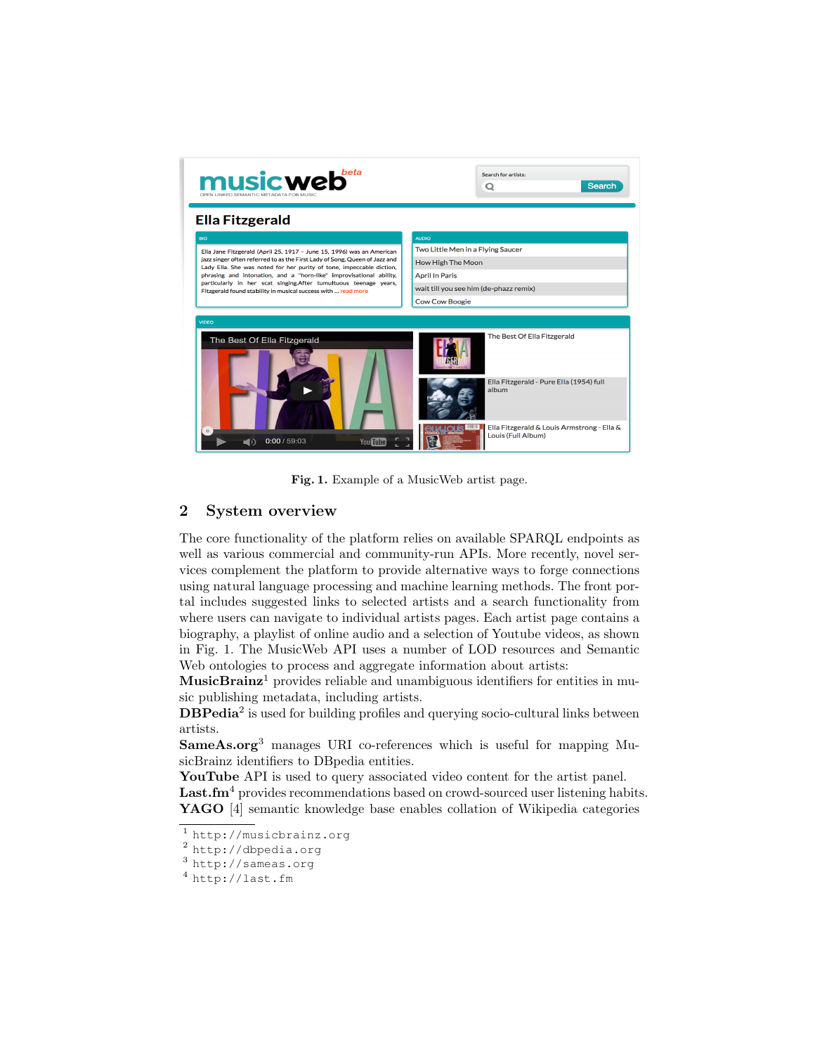Fig. 1. Example of a MusicWeb artist page.

## 2 System overview

The core functionality of the platform relies on available SPARQL endpoints as well as various commercial and community-run APIs. More recently, novel services complement the platform to provide alternative ways to forge connections using natural language processing and machine learning methods. The front portal includes suggested links to selected artists and a search functionality from where users can navigate to individual artists pages. Each artist page contains a biography, a playlist of online audio and a selection of Youtube videos, as shown in Fig. 1. The MusicWeb API uses a number of LOD resources and Semantic Web ontologies to process and aggregate information about artists:

**MusicBrainz**[1] provides reliable and unambiguous identifiers for entities in music publishing metadata, including artists.

**DBPedia**[2] is used for building profiles and querying socio-cultural links between artists.

**SameAs.org**[3] manages URI co-references which is useful for mapping MusicBrainz identifiers to DBpedia entities.

**YouTube** API is used to query associated video content for the artist panel.

**Last.fm**[4] provides recommendations based on crowd-sourced user listening habits.

**YAGO** [4] semantic knowledge base enables collation of Wikipedia categories

---

[1] http://musicbrainz.org

[2] http://dbpedia.org

[3] http://sameas.org

[4] http://last.fm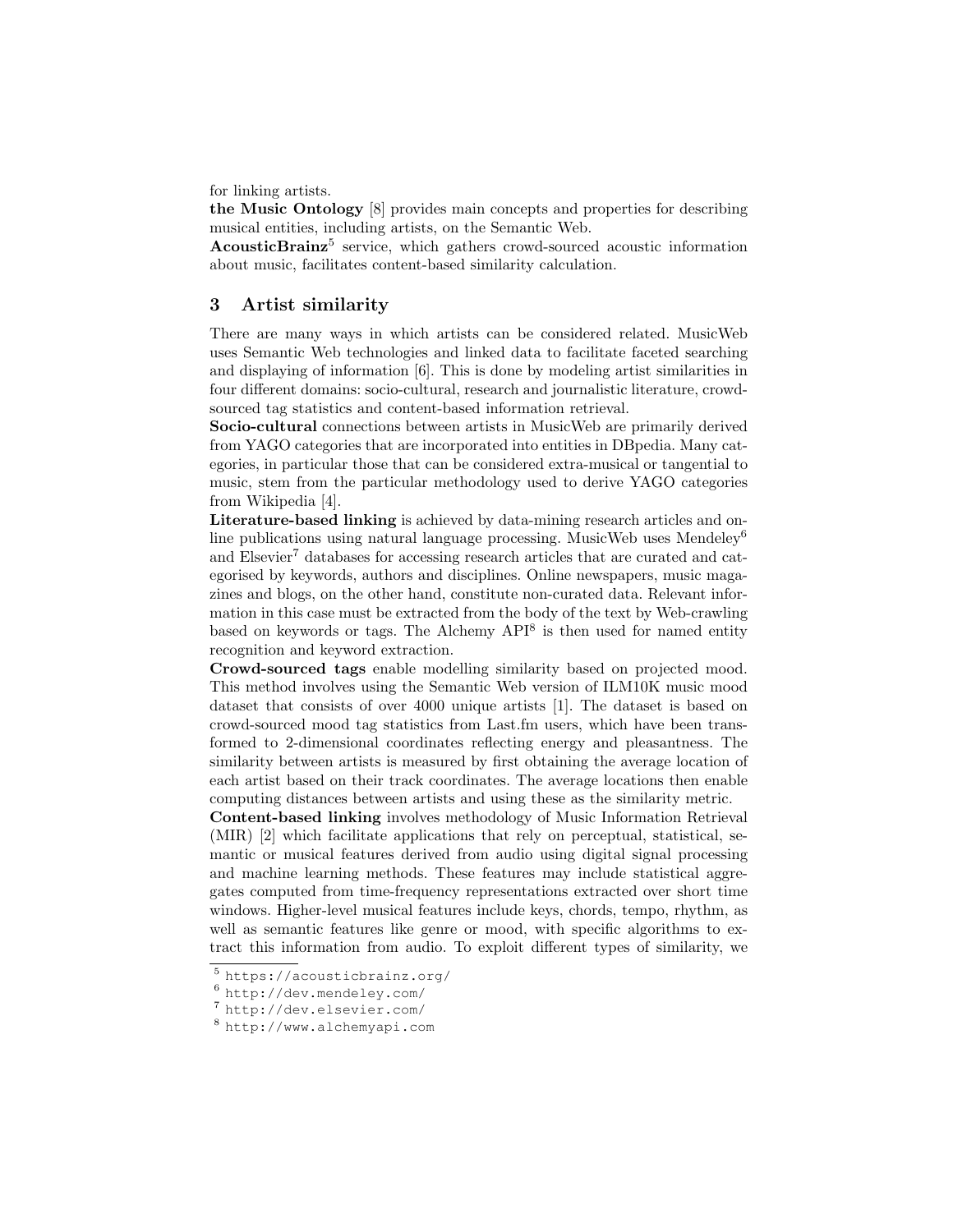for linking artists.

**the Music Ontology** [8] provides main concepts and properties for describing musical entities, including artists, on the Semantic Web.

**AcousticBrainz**[5] service, which gathers crowd-sourced acoustic information about music, facilitates content-based similarity calculation.

## 3 Artist similarity

There are many ways in which artists can be considered related. MusicWeb uses Semantic Web technologies and linked data to facilitate faceted searching and displaying of information [6]. This is done by modeling artist similarities in four different domains: socio-cultural, research and journalistic literature, crowd-sourced tag statistics and content-based information retrieval.

**Socio-cultural** connections between artists in MusicWeb are primarily derived from YAGO categories that are incorporated into entities in DBpedia. Many categories, in particular those that can be considered extra-musical or tangential to music, stem from the particular methodology used to derive YAGO categories from Wikipedia [4].

**Literature-based linking** is achieved by data-mining research articles and online publications using natural language processing. MusicWeb uses Mendeley[6] and Elsevier[7] databases for accessing research articles that are curated and categorised by keywords, authors and disciplines. Online newspapers, music magazines and blogs, on the other hand, constitute non-curated data. Relevant information in this case must be extracted from the body of the text by Web-crawling based on keywords or tags. The Alchemy API[8] is then used for named entity recognition and keyword extraction.

**Crowd-sourced tags** enable modelling similarity based on projected mood. This method involves using the Semantic Web version of ILM10K music mood dataset that consists of over 4000 unique artists [1]. The dataset is based on crowd-sourced mood tag statistics from Last.fm users, which have been transformed to 2-dimensional coordinates reflecting energy and pleasantness. The similarity between artists is measured by first obtaining the average location of each artist based on their track coordinates. The average locations then enable computing distances between artists and using these as the similarity metric.

**Content-based linking** involves methodology of Music Information Retrieval (MIR) [2] which facilitate applications that rely on perceptual, statistical, semantic or musical features derived from audio using digital signal processing and machine learning methods. These features may include statistical aggregates computed from time-frequency representations extracted over short time windows. Higher-level musical features include keys, chords, tempo, rhythm, as well as semantic features like genre or mood, with specific algorithms to extract this information from audio. To exploit different types of similarity, we

[5] https://acousticbrainz.org/

[6] http://dev.mendeley.com/

[7] http://dev.elsevier.com/

[8] http://www.alchemyapi.com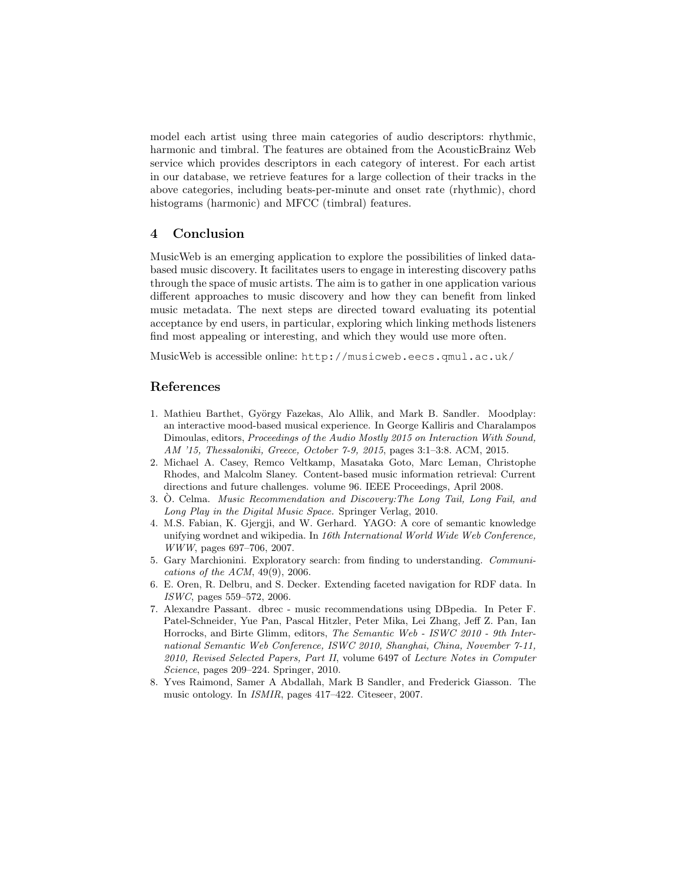model each artist using three main categories of audio descriptors: rhythmic, harmonic and timbral. The features are obtained from the AcousticBrainz Web service which provides descriptors in each category of interest. For each artist in our database, we retrieve features for a large collection of their tracks in the above categories, including beats-per-minute and onset rate (rhythmic), chord histograms (harmonic) and MFCC (timbral) features.

## 4 Conclusion

MusicWeb is an emerging application to explore the possibilities of linked data-based music discovery. It facilitates users to engage in interesting discovery paths through the space of music artists. The aim is to gather in one application various different approaches to music discovery and how they can benefit from linked music metadata. The next steps are directed toward evaluating its potential acceptance by end users, in particular, exploring which linking methods listeners find most appealing or interesting, and which they would use more often.

MusicWeb is accessible online: `http://musicweb.eecs.qmul.ac.uk/`

## References

1. Mathieu Barthet, György Fazekas, Alo Allik, and Mark B. Sandler. Moodplay: an interactive mood-based musical experience. In George Kalliris and Charalampos Dimoulas, editors, *Proceedings of the Audio Mostly 2015 on Interaction With Sound, AM '15, Thessaloniki, Greece, October 7-9, 2015*, pages 3:1–3:8. ACM, 2015.
2. Michael A. Casey, Remco Veltkamp, Masataka Goto, Marc Leman, Christophe Rhodes, and Malcolm Slaney. Content-based music information retrieval: Current directions and future challenges. volume 96. IEEE Proceedings, April 2008.
3. Ò. Celma. *Music Recommendation and Discovery:The Long Tail, Long Fail, and Long Play in the Digital Music Space.* Springer Verlag, 2010.
4. M.S. Fabian, K. Gjergji, and W. Gerhard. YAGO: A core of semantic knowledge unifying wordnet and wikipedia. In *16th International World Wide Web Conference, WWW*, pages 697–706, 2007.
5. Gary Marchionini. Exploratory search: from finding to understanding. *Communications of the ACM*, 49(9), 2006.
6. E. Oren, R. Delbru, and S. Decker. Extending faceted navigation for RDF data. In *ISWC*, pages 559–572, 2006.
7. Alexandre Passant. dbrec - music recommendations using DBpedia. In Peter F. Patel-Schneider, Yue Pan, Pascal Hitzler, Peter Mika, Lei Zhang, Jeff Z. Pan, Ian Horrocks, and Birte Glimm, editors, *The Semantic Web - ISWC 2010 - 9th International Semantic Web Conference, ISWC 2010, Shanghai, China, November 7-11, 2010, Revised Selected Papers, Part II*, volume 6497 of *Lecture Notes in Computer Science*, pages 209–224. Springer, 2010.
8. Yves Raimond, Samer A Abdallah, Mark B Sandler, and Frederick Giasson. The music ontology. In *ISMIR*, pages 417–422. Citeseer, 2007.